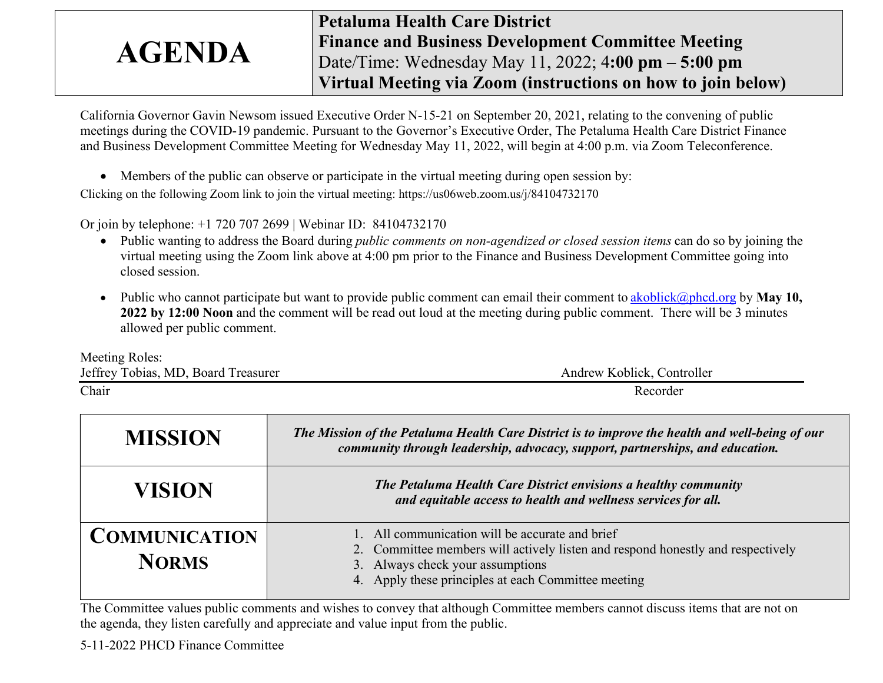| AGENDA | **Petaluma Health Care District**<br>**Finance and Business Development Committee Meeting**<br>Date/Time: Wednesday May 11, 2022; 4**:00 pm – 5:00 pm**<br>**Virtual Meeting via Zoom (instructions on how to join below)** |
|---|---|

California Governor Gavin Newsom issued Executive Order N-15-21 on September 20, 2021, relating to the convening of public meetings during the COVID-19 pandemic. Pursuant to the Governor's Executive Order, The Petaluma Health Care District Finance and Business Development Committee Meeting for Wednesday May 11, 2022, will begin at 4:00 p.m. via Zoom Teleconference.

- Members of the public can observe or participate in the virtual meeting during open session by:

Clicking on the following Zoom link to join the virtual meeting: https://us06web.zoom.us/j/84104732170

Or join by telephone: +1 720 707 2699 | Webinar ID: 84104732170

- Public wanting to address the Board during *public comments on non-agendized or closed session items* can do so by joining the virtual meeting using the Zoom link above at 4:00 pm prior to the Finance and Business Development Committee going into closed session.

- Public who cannot participate but want to provide public comment can email their comment to akoblick@phcd.org by **May 10, 2022 by 12:00 Noon** and the comment will be read out loud at the meeting during public comment. There will be 3 minutes allowed per public comment.

Meeting Roles:

| Jeffrey Tobias, MD, Board Treasurer | Andrew Koblick, Controller |
|---|---|
| Chair | Recorder |

| | |
|---|---|
| **MISSION** | ***The Mission of the Petaluma Health Care District is to improve the health and well-being of our community through leadership, advocacy, support, partnerships, and education.*** |
| **VISION** | ***The Petaluma Health Care District envisions a healthy community and equitable access to health and wellness services for all.*** |
| **COMMUNICATION NORMS** | 1. All communication will be accurate and brief<br>2. Committee members will actively listen and respond honestly and respectively<br>3. Always check your assumptions<br>4. Apply these principles at each Committee meeting |

The Committee values public comments and wishes to convey that although Committee members cannot discuss items that are not on the agenda, they listen carefully and appreciate and value input from the public.

5-11-2022 PHCD Finance Committee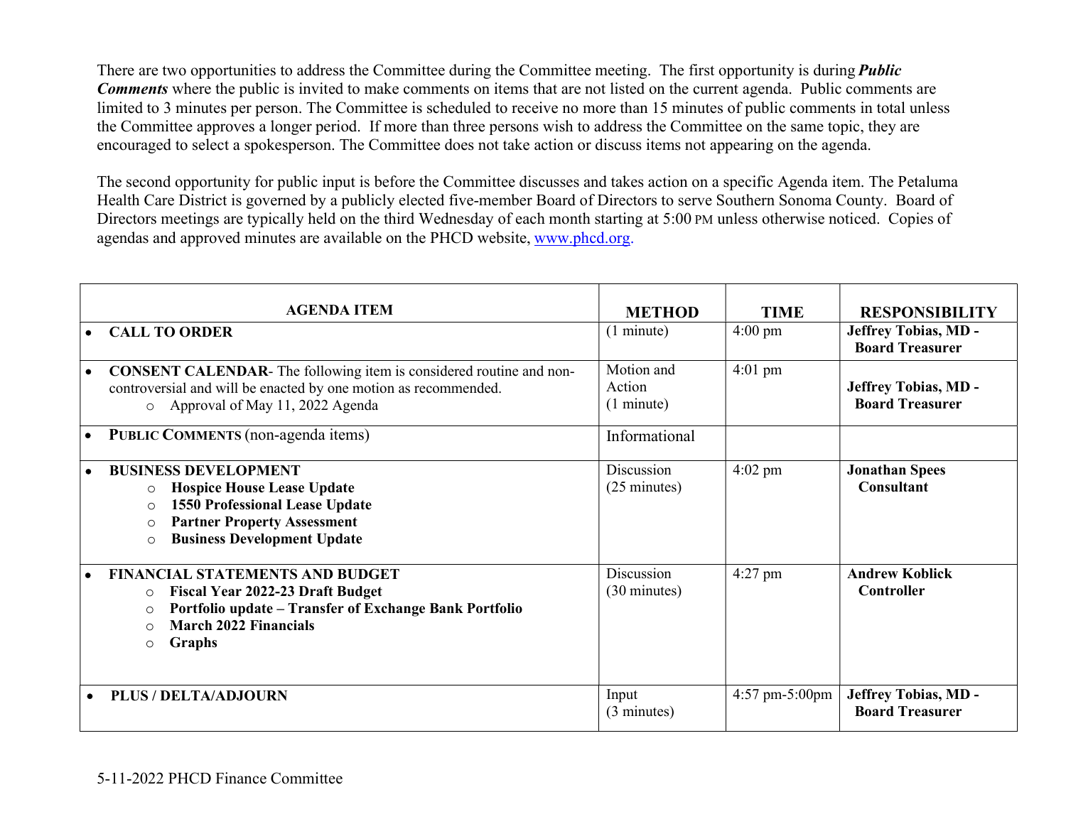There are two opportunities to address the Committee during the Committee meeting. The first opportunity is during ***Public Comments*** where the public is invited to make comments on items that are not listed on the current agenda. Public comments are limited to 3 minutes per person. The Committee is scheduled to receive no more than 15 minutes of public comments in total unless the Committee approves a longer period. If more than three persons wish to address the Committee on the same topic, they are encouraged to select a spokesperson. The Committee does not take action or discuss items not appearing on the agenda.

The second opportunity for public input is before the Committee discusses and takes action on a specific Agenda item. The Petaluma Health Care District is governed by a publicly elected five-member Board of Directors to serve Southern Sonoma County. Board of Directors meetings are typically held on the third Wednesday of each month starting at 5:00 PM unless otherwise noticed. Copies of agendas and approved minutes are available on the PHCD website, [www.phcd.org](http://www.phcd.org).

| AGENDA ITEM | METHOD | TIME | RESPONSIBILITY |
|---|---|---|---|
| • **CALL TO ORDER** | (1 minute) | 4:00 pm | **Jeffrey Tobias, MD - Board Treasurer** |
| • **CONSENT CALENDAR**- The following item is considered routine and non-controversial and will be enacted by one motion as recommended.<br>○ Approval of May 11, 2022 Agenda | Motion and Action (1 minute) | 4:01 pm | **Jeffrey Tobias, MD - Board Treasurer** |
| • **PUBLIC COMMENTS** (non-agenda items) | Informational | | |
| • **BUSINESS DEVELOPMENT**<br>○ **Hospice House Lease Update**<br>○ **1550 Professional Lease Update**<br>○ **Partner Property Assessment**<br>○ **Business Development Update** | Discussion (25 minutes) | 4:02 pm | **Jonathan Spees Consultant** |
| • **FINANCIAL STATEMENTS AND BUDGET**<br>○ **Fiscal Year 2022-23 Draft Budget**<br>○ **Portfolio update – Transfer of Exchange Bank Portfolio**<br>○ **March 2022 Financials**<br>○ **Graphs** | Discussion (30 minutes) | 4:27 pm | **Andrew Koblick Controller** |
| • **PLUS / DELTA/ADJOURN** | Input (3 minutes) | 4:57 pm-5:00pm | **Jeffrey Tobias, MD - Board Treasurer** |